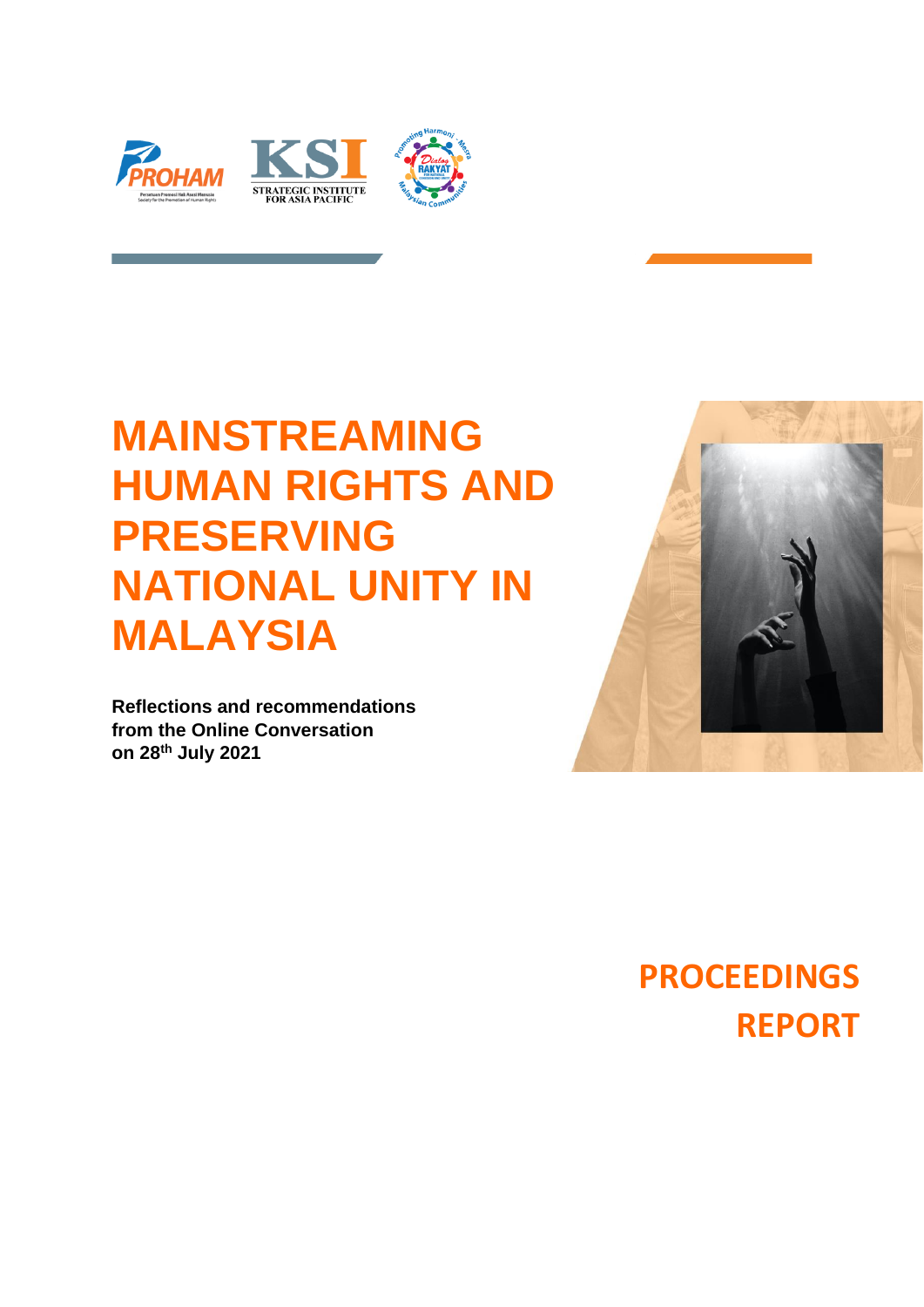# MAINSTREAMING HUMAN RIGHTS AND PRESERVING NATIONAL UNITY IN MALAYSIA

**Reflections and recommendations from the Online Conversation on 28th July 2021**

## PROCEEDINGS REPORT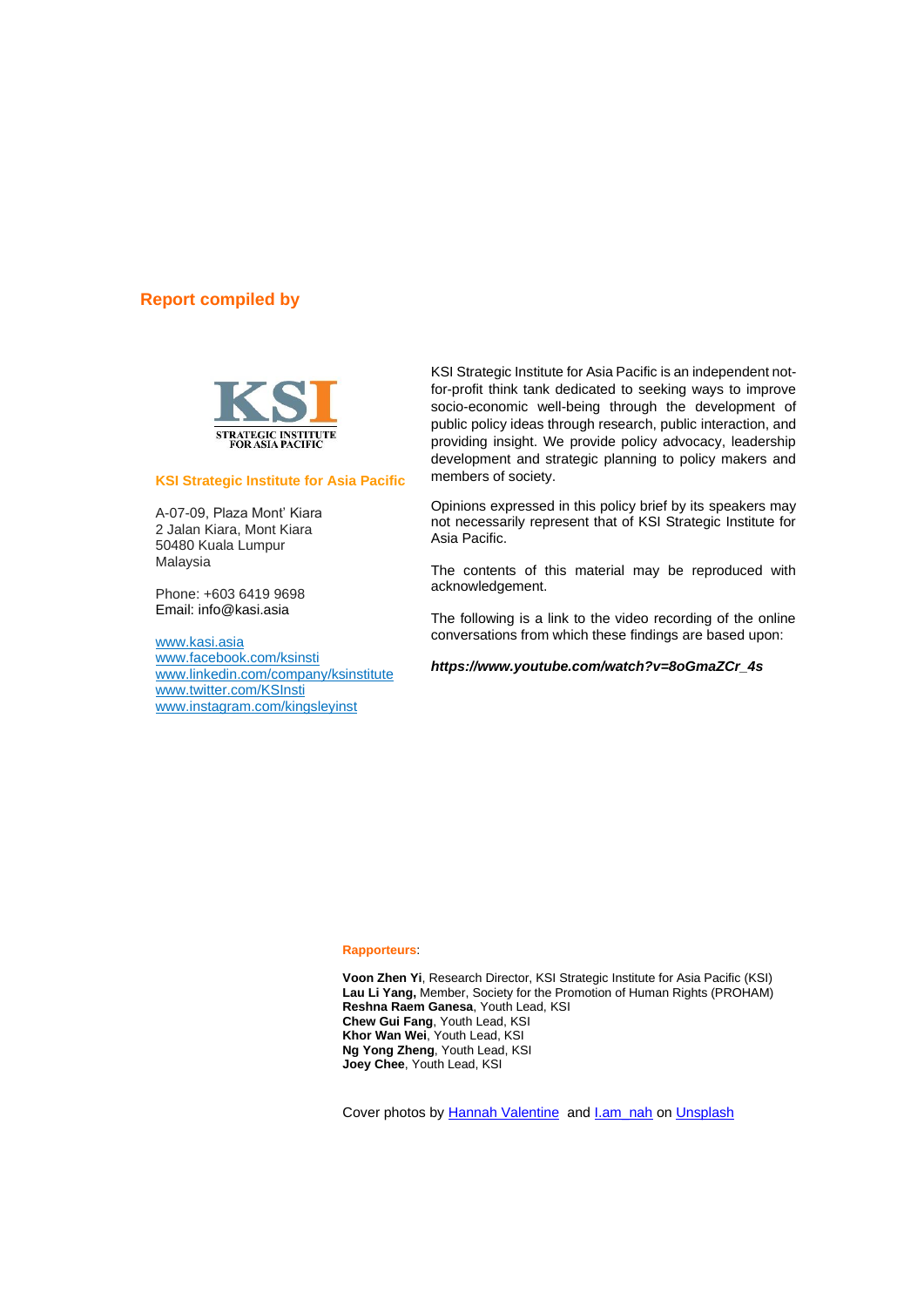## Report compiled by

KSI
STRATEGIC INSTITUTE FOR ASIA PACIFIC

**KSI Strategic Institute for Asia Pacific**

A-07-09, Plaza Mont' Kiara
2 Jalan Kiara, Mont Kiara
50480 Kuala Lumpur
Malaysia

Phone: +603 6419 9698
Email: info@kasi.asia

www.kasi.asia
www.facebook.com/ksinsti
www.linkedin.com/company/ksinstitute
www.twitter.com/KSInsti
www.instagram.com/kingsleyinst

KSI Strategic Institute for Asia Pacific is an independent not-for-profit think tank dedicated to seeking ways to improve socio-economic well-being through the development of public policy ideas through research, public interaction, and providing insight. We provide policy advocacy, leadership development and strategic planning to policy makers and members of society.

Opinions expressed in this policy brief by its speakers may not necessarily represent that of KSI Strategic Institute for Asia Pacific.

The contents of this material may be reproduced with acknowledgement.

The following is a link to the video recording of the online conversations from which these findings are based upon:

***https://www.youtube.com/watch?v=8oGmaZCr_4s***

**Rapporteurs**:

**Voon Zhen Yi**, Research Director, KSI Strategic Institute for Asia Pacific (KSI)
**Lau Li Yang,** Member, Society for the Promotion of Human Rights (PROHAM)
**Reshna Raem Ganesa**, Youth Lead, KSI
**Chew Gui Fang**, Youth Lead, KSI
**Khor Wan Wei**, Youth Lead, KSI
**Ng Yong Zheng**, Youth Lead, KSI
**Joey Chee**, Youth Lead, KSI

Cover photos by Hannah Valentine and I.am_nah on Unsplash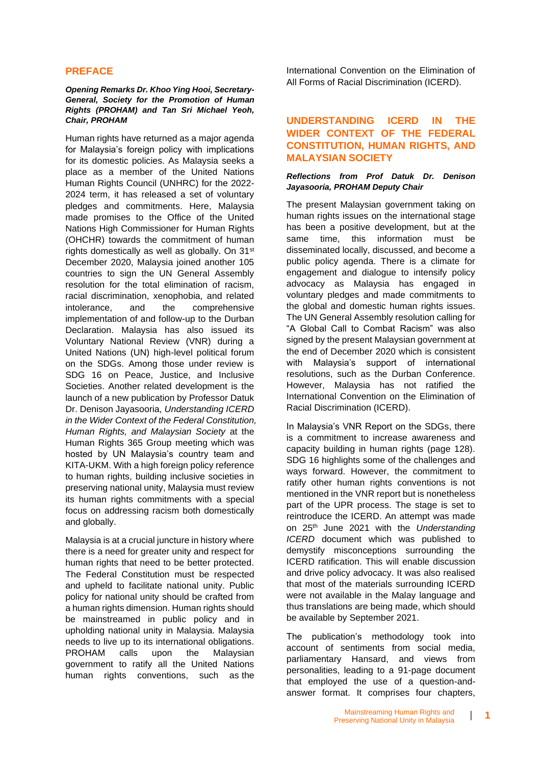## PREFACE

***Opening Remarks Dr. Khoo Ying Hooi, Secretary-General, Society for the Promotion of Human Rights (PROHAM) and Tan Sri Michael Yeoh, Chair, PROHAM***

Human rights have returned as a major agenda for Malaysia's foreign policy with implications for its domestic policies. As Malaysia seeks a place as a member of the United Nations Human Rights Council (UNHRC) for the 2022-2024 term, it has released a set of voluntary pledges and commitments. Here, Malaysia made promises to the Office of the United Nations High Commissioner for Human Rights (OHCHR) towards the commitment of human rights domestically as well as globally. On 31st December 2020, Malaysia joined another 105 countries to sign the UN General Assembly resolution for the total elimination of racism, racial discrimination, xenophobia, and related intolerance, and the comprehensive implementation of and follow-up to the Durban Declaration. Malaysia has also issued its Voluntary National Review (VNR) during a United Nations (UN) high-level political forum on the SDGs. Among those under review is SDG 16 on Peace, Justice, and Inclusive Societies. Another related development is the launch of a new publication by Professor Datuk Dr. Denison Jayasooria, *Understanding ICERD in the Wider Context of the Federal Constitution, Human Rights, and Malaysian Society* at the Human Rights 365 Group meeting which was hosted by UN Malaysia's country team and KITA-UKM. With a high foreign policy reference to human rights, building inclusive societies in preserving national unity, Malaysia must review its human rights commitments with a special focus on addressing racism both domestically and globally.

Malaysia is at a crucial juncture in history where there is a need for greater unity and respect for human rights that need to be better protected. The Federal Constitution must be respected and upheld to facilitate national unity. Public policy for national unity should be crafted from a human rights dimension. Human rights should be mainstreamed in public policy and in upholding national unity in Malaysia. Malaysia needs to live up to its international obligations. PROHAM calls upon the Malaysian government to ratify all the United Nations human rights conventions, such as the International Convention on the Elimination of All Forms of Racial Discrimination (ICERD).

## UNDERSTANDING ICERD IN THE WIDER CONTEXT OF THE FEDERAL CONSTITUTION, HUMAN RIGHTS, AND MALAYSIAN SOCIETY

***Reflections from Prof Datuk Dr. Denison Jayasooria, PROHAM Deputy Chair***

The present Malaysian government taking on human rights issues on the international stage has been a positive development, but at the same time, this information must be disseminated locally, discussed, and become a public policy agenda. There is a climate for engagement and dialogue to intensify policy advocacy as Malaysia has engaged in voluntary pledges and made commitments to the global and domestic human rights issues. The UN General Assembly resolution calling for "A Global Call to Combat Racism" was also signed by the present Malaysian government at the end of December 2020 which is consistent with Malaysia's support of international resolutions, such as the Durban Conference. However, Malaysia has not ratified the International Convention on the Elimination of Racial Discrimination (ICERD).

In Malaysia's VNR Report on the SDGs, there is a commitment to increase awareness and capacity building in human rights (page 128). SDG 16 highlights some of the challenges and ways forward. However, the commitment to ratify other human rights conventions is not mentioned in the VNR report but is nonetheless part of the UPR process. The stage is set to reintroduce the ICERD. An attempt was made on 25th June 2021 with the *Understanding ICERD* document which was published to demystify misconceptions surrounding the ICERD ratification. This will enable discussion and drive policy advocacy. It was also realised that most of the materials surrounding ICERD were not available in the Malay language and thus translations are being made, which should be available by September 2021.

The publication's methodology took into account of sentiments from social media, parliamentary Hansard, and views from personalities, leading to a 91-page document that employed the use of a question-and-answer format. It comprises four chapters,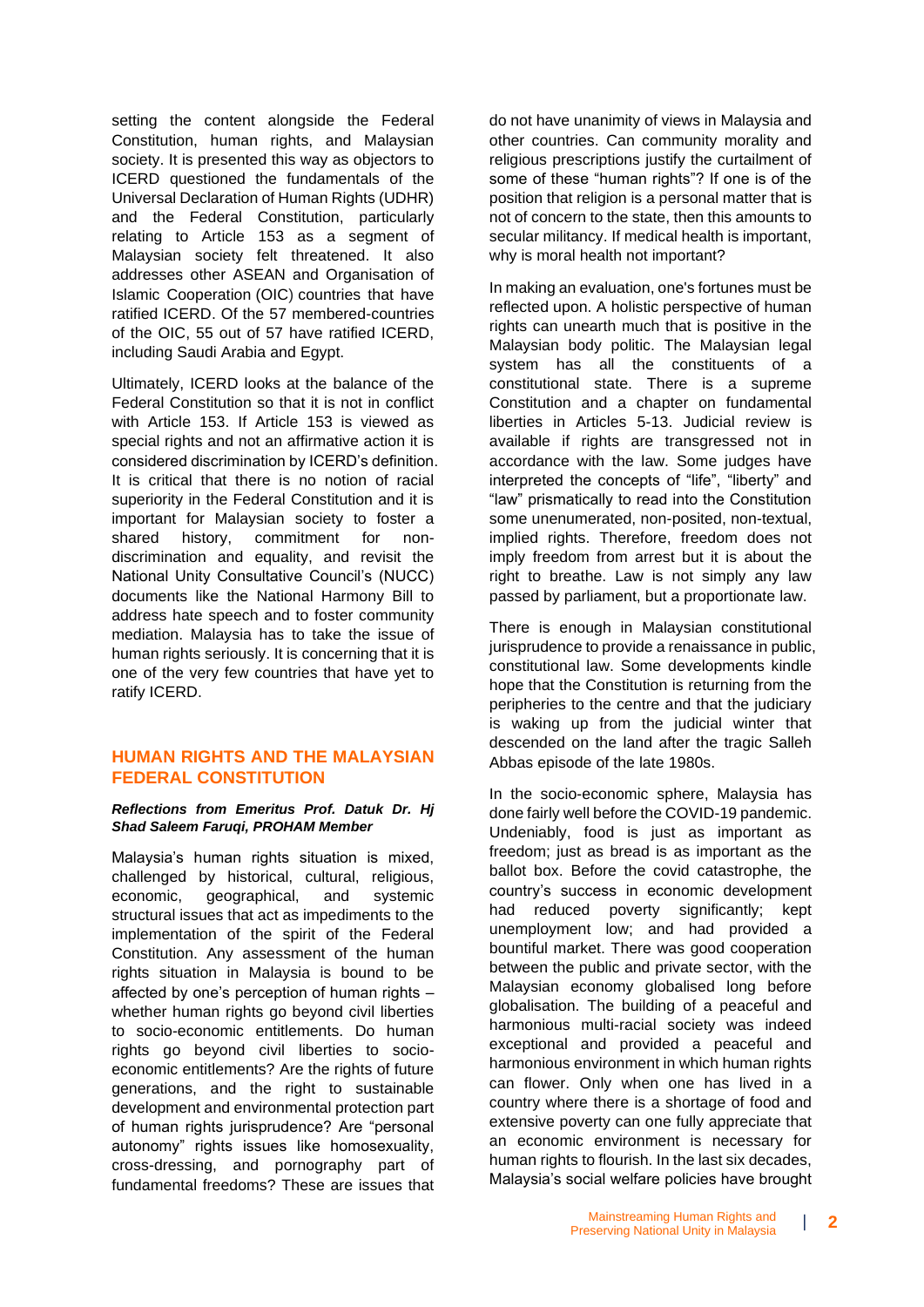setting the content alongside the Federal Constitution, human rights, and Malaysian society. It is presented this way as objectors to ICERD questioned the fundamentals of the Universal Declaration of Human Rights (UDHR) and the Federal Constitution, particularly relating to Article 153 as a segment of Malaysian society felt threatened. It also addresses other ASEAN and Organisation of Islamic Cooperation (OIC) countries that have ratified ICERD. Of the 57 membered-countries of the OIC, 55 out of 57 have ratified ICERD, including Saudi Arabia and Egypt.

Ultimately, ICERD looks at the balance of the Federal Constitution so that it is not in conflict with Article 153. If Article 153 is viewed as special rights and not an affirmative action it is considered discrimination by ICERD's definition. It is critical that there is no notion of racial superiority in the Federal Constitution and it is important for Malaysian society to foster a shared history, commitment for non-discrimination and equality, and revisit the National Unity Consultative Council's (NUCC) documents like the National Harmony Bill to address hate speech and to foster community mediation. Malaysia has to take the issue of human rights seriously. It is concerning that it is one of the very few countries that have yet to ratify ICERD.

## HUMAN RIGHTS AND THE MALAYSIAN FEDERAL CONSTITUTION

***Reflections from Emeritus Prof. Datuk Dr. Hj Shad Saleem Faruqi, PROHAM Member***

Malaysia's human rights situation is mixed, challenged by historical, cultural, religious, economic, geographical, and systemic structural issues that act as impediments to the implementation of the spirit of the Federal Constitution. Any assessment of the human rights situation in Malaysia is bound to be affected by one's perception of human rights – whether human rights go beyond civil liberties to socio-economic entitlements. Do human rights go beyond civil liberties to socio-economic entitlements? Are the rights of future generations, and the right to sustainable development and environmental protection part of human rights jurisprudence? Are "personal autonomy" rights issues like homosexuality, cross-dressing, and pornography part of fundamental freedoms? These are issues that do not have unanimity of views in Malaysia and other countries. Can community morality and religious prescriptions justify the curtailment of some of these "human rights"? If one is of the position that religion is a personal matter that is not of concern to the state, then this amounts to secular militancy. If medical health is important, why is moral health not important?

In making an evaluation, one's fortunes must be reflected upon. A holistic perspective of human rights can unearth much that is positive in the Malaysian body politic. The Malaysian legal system has all the constituents of a constitutional state. There is a supreme Constitution and a chapter on fundamental liberties in Articles 5-13. Judicial review is available if rights are transgressed not in accordance with the law. Some judges have interpreted the concepts of "life", "liberty" and "law" prismatically to read into the Constitution some unenumerated, non-posited, non-textual, implied rights. Therefore, freedom does not imply freedom from arrest but it is about the right to breathe. Law is not simply any law passed by parliament, but a proportionate law.

There is enough in Malaysian constitutional jurisprudence to provide a renaissance in public, constitutional law. Some developments kindle hope that the Constitution is returning from the peripheries to the centre and that the judiciary is waking up from the judicial winter that descended on the land after the tragic Salleh Abbas episode of the late 1980s.

In the socio-economic sphere, Malaysia has done fairly well before the COVID-19 pandemic. Undeniably, food is just as important as freedom; just as bread is as important as the ballot box. Before the covid catastrophe, the country's success in economic development had reduced poverty significantly; kept unemployment low; and had provided a bountiful market. There was good cooperation between the public and private sector, with the Malaysian economy globalised long before globalisation. The building of a peaceful and harmonious multi-racial society was indeed exceptional and provided a peaceful and harmonious environment in which human rights can flower. Only when one has lived in a country where there is a shortage of food and extensive poverty can one fully appreciate that an economic environment is necessary for human rights to flourish. In the last six decades, Malaysia's social welfare policies have brought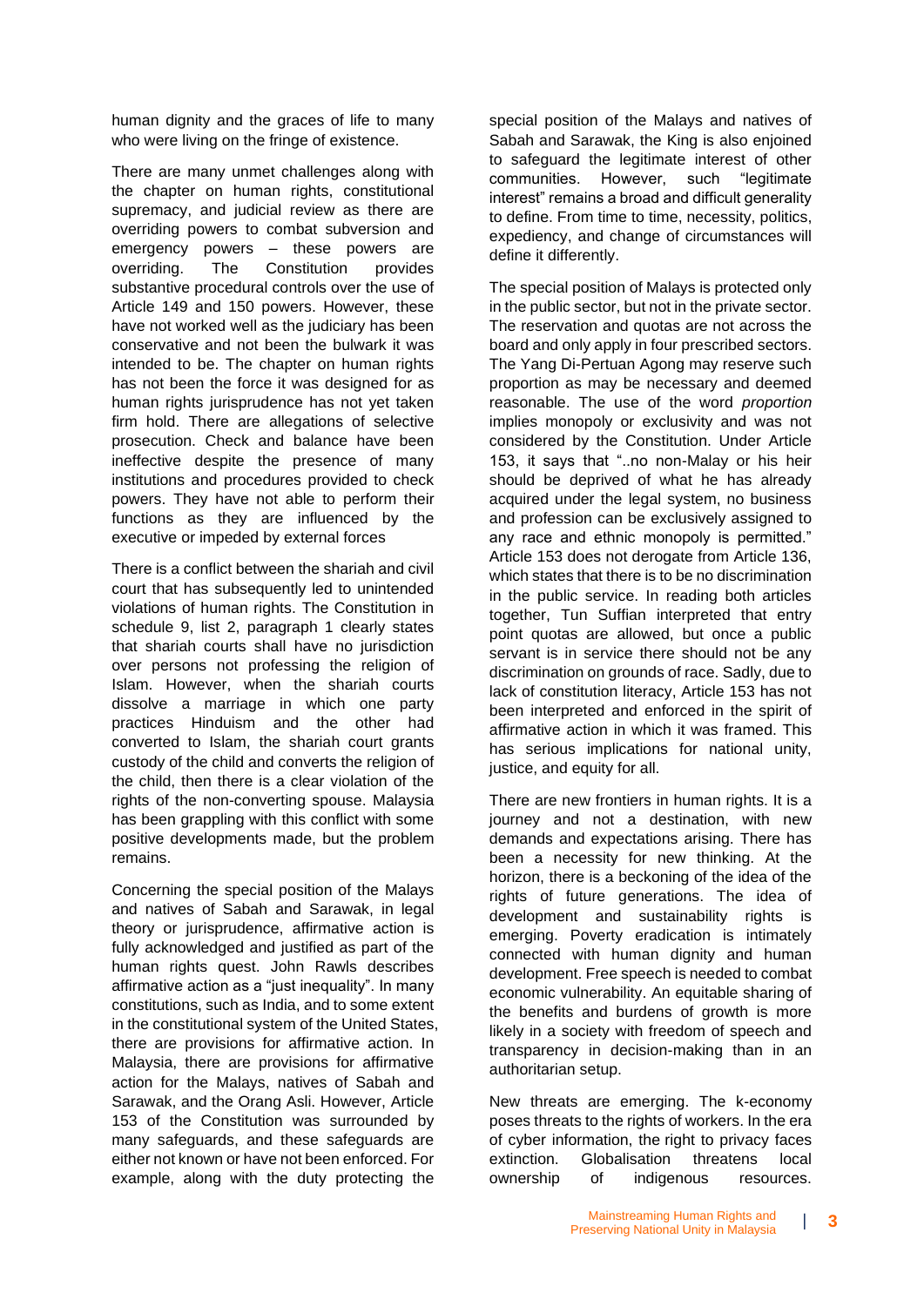human dignity and the graces of life to many who were living on the fringe of existence.

There are many unmet challenges along with the chapter on human rights, constitutional supremacy, and judicial review as there are overriding powers to combat subversion and emergency powers – these powers are overriding. The Constitution provides substantive procedural controls over the use of Article 149 and 150 powers. However, these have not worked well as the judiciary has been conservative and not been the bulwark it was intended to be. The chapter on human rights has not been the force it was designed for as human rights jurisprudence has not yet taken firm hold. There are allegations of selective prosecution. Check and balance have been ineffective despite the presence of many institutions and procedures provided to check powers. They have not able to perform their functions as they are influenced by the executive or impeded by external forces

There is a conflict between the shariah and civil court that has subsequently led to unintended violations of human rights. The Constitution in schedule 9, list 2, paragraph 1 clearly states that shariah courts shall have no jurisdiction over persons not professing the religion of Islam. However, when the shariah courts dissolve a marriage in which one party practices Hinduism and the other had converted to Islam, the shariah court grants custody of the child and converts the religion of the child, then there is a clear violation of the rights of the non-converting spouse. Malaysia has been grappling with this conflict with some positive developments made, but the problem remains.

Concerning the special position of the Malays and natives of Sabah and Sarawak, in legal theory or jurisprudence, affirmative action is fully acknowledged and justified as part of the human rights quest. John Rawls describes affirmative action as a "just inequality". In many constitutions, such as India, and to some extent in the constitutional system of the United States, there are provisions for affirmative action. In Malaysia, there are provisions for affirmative action for the Malays, natives of Sabah and Sarawak, and the Orang Asli. However, Article 153 of the Constitution was surrounded by many safeguards, and these safeguards are either not known or have not been enforced. For example, along with the duty protecting the special position of the Malays and natives of Sabah and Sarawak, the King is also enjoined to safeguard the legitimate interest of other communities. However, such "legitimate interest" remains a broad and difficult generality to define. From time to time, necessity, politics, expediency, and change of circumstances will define it differently.

The special position of Malays is protected only in the public sector, but not in the private sector. The reservation and quotas are not across the board and only apply in four prescribed sectors. The Yang Di-Pertuan Agong may reserve such proportion as may be necessary and deemed reasonable. The use of the word *proportion* implies monopoly or exclusivity and was not considered by the Constitution. Under Article 153, it says that "..no non-Malay or his heir should be deprived of what he has already acquired under the legal system, no business and profession can be exclusively assigned to any race and ethnic monopoly is permitted." Article 153 does not derogate from Article 136, which states that there is to be no discrimination in the public service. In reading both articles together, Tun Suffian interpreted that entry point quotas are allowed, but once a public servant is in service there should not be any discrimination on grounds of race. Sadly, due to lack of constitution literacy, Article 153 has not been interpreted and enforced in the spirit of affirmative action in which it was framed. This has serious implications for national unity, justice, and equity for all.

There are new frontiers in human rights. It is a journey and not a destination, with new demands and expectations arising. There has been a necessity for new thinking. At the horizon, there is a beckoning of the idea of the rights of future generations. The idea of development and sustainability rights is emerging. Poverty eradication is intimately connected with human dignity and human development. Free speech is needed to combat economic vulnerability. An equitable sharing of the benefits and burdens of growth is more likely in a society with freedom of speech and transparency in decision-making than in an authoritarian setup.

New threats are emerging. The k-economy poses threats to the rights of workers. In the era of cyber information, the right to privacy faces extinction. Globalisation threatens local ownership of indigenous resources.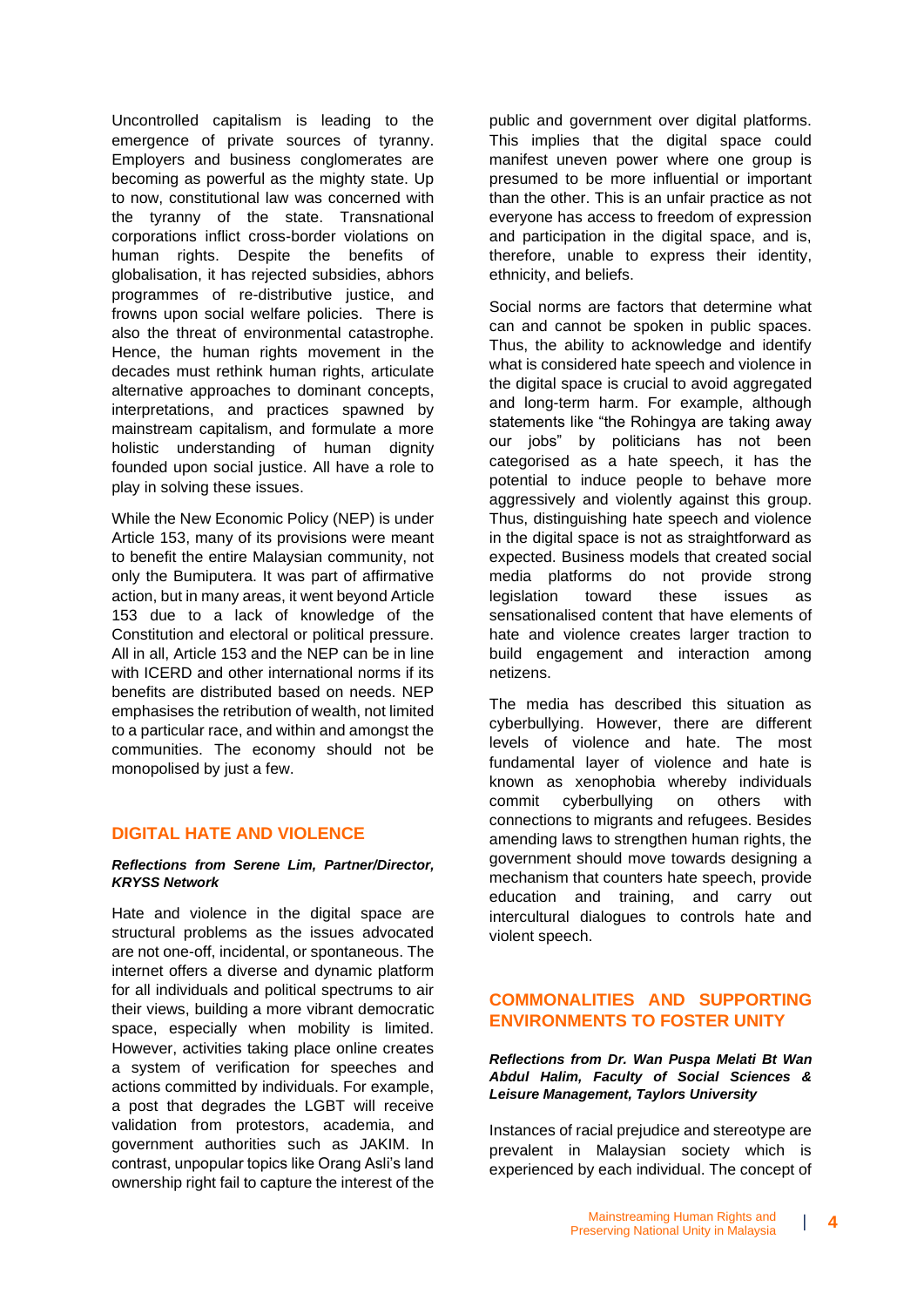Uncontrolled capitalism is leading to the emergence of private sources of tyranny. Employers and business conglomerates are becoming as powerful as the mighty state. Up to now, constitutional law was concerned with the tyranny of the state. Transnational corporations inflict cross-border violations on human rights. Despite the benefits of globalisation, it has rejected subsidies, abhors programmes of re-distributive justice, and frowns upon social welfare policies. There is also the threat of environmental catastrophe. Hence, the human rights movement in the decades must rethink human rights, articulate alternative approaches to dominant concepts, interpretations, and practices spawned by mainstream capitalism, and formulate a more holistic understanding of human dignity founded upon social justice. All have a role to play in solving these issues.

While the New Economic Policy (NEP) is under Article 153, many of its provisions were meant to benefit the entire Malaysian community, not only the Bumiputera. It was part of affirmative action, but in many areas, it went beyond Article 153 due to a lack of knowledge of the Constitution and electoral or political pressure. All in all, Article 153 and the NEP can be in line with ICERD and other international norms if its benefits are distributed based on needs. NEP emphasises the retribution of wealth, not limited to a particular race, and within and amongst the communities. The economy should not be monopolised by just a few.

## DIGITAL HATE AND VIOLENCE

***Reflections from Serene Lim, Partner/Director, KRYSS Network***

Hate and violence in the digital space are structural problems as the issues advocated are not one-off, incidental, or spontaneous. The internet offers a diverse and dynamic platform for all individuals and political spectrums to air their views, building a more vibrant democratic space, especially when mobility is limited. However, activities taking place online creates a system of verification for speeches and actions committed by individuals. For example, a post that degrades the LGBT will receive validation from protestors, academia, and government authorities such as JAKIM. In contrast, unpopular topics like Orang Asli's land ownership right fail to capture the interest of the public and government over digital platforms. This implies that the digital space could manifest uneven power where one group is presumed to be more influential or important than the other. This is an unfair practice as not everyone has access to freedom of expression and participation in the digital space, and is, therefore, unable to express their identity, ethnicity, and beliefs.

Social norms are factors that determine what can and cannot be spoken in public spaces. Thus, the ability to acknowledge and identify what is considered hate speech and violence in the digital space is crucial to avoid aggregated and long-term harm. For example, although statements like "the Rohingya are taking away our jobs" by politicians has not been categorised as a hate speech, it has the potential to induce people to behave more aggressively and violently against this group. Thus, distinguishing hate speech and violence in the digital space is not as straightforward as expected. Business models that created social media platforms do not provide strong legislation toward these issues as sensationalised content that have elements of hate and violence creates larger traction to build engagement and interaction among netizens.

The media has described this situation as cyberbullying. However, there are different levels of violence and hate. The most fundamental layer of violence and hate is known as xenophobia whereby individuals commit cyberbullying on others with connections to migrants and refugees. Besides amending laws to strengthen human rights, the government should move towards designing a mechanism that counters hate speech, provide education and training, and carry out intercultural dialogues to controls hate and violent speech.

## COMMONALITIES AND SUPPORTING ENVIRONMENTS TO FOSTER UNITY

***Reflections from Dr. Wan Puspa Melati Bt Wan Abdul Halim, Faculty of Social Sciences & Leisure Management, Taylors University***

Instances of racial prejudice and stereotype are prevalent in Malaysian society which is experienced by each individual. The concept of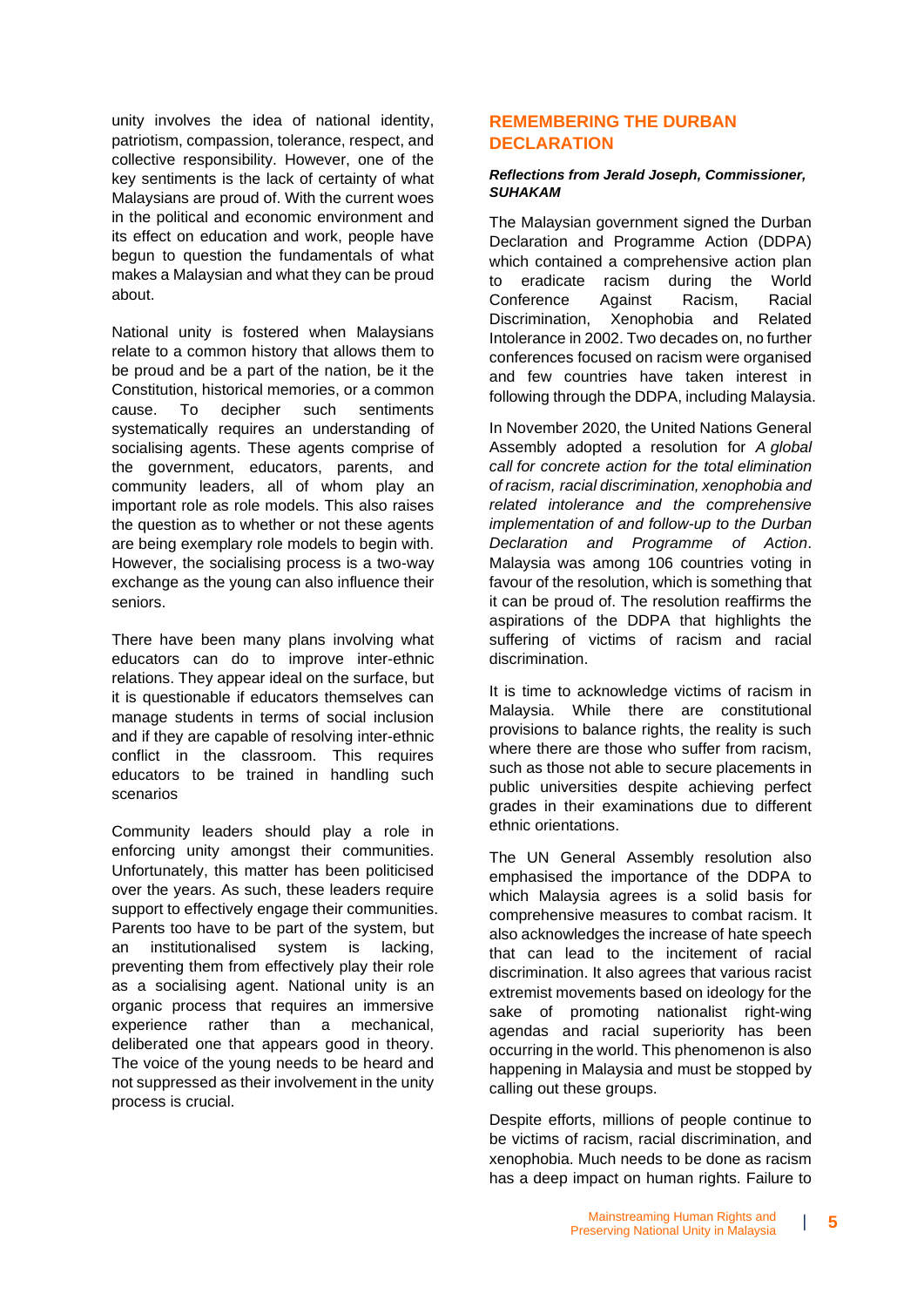unity involves the idea of national identity, patriotism, compassion, tolerance, respect, and collective responsibility. However, one of the key sentiments is the lack of certainty of what Malaysians are proud of. With the current woes in the political and economic environment and its effect on education and work, people have begun to question the fundamentals of what makes a Malaysian and what they can be proud about.

National unity is fostered when Malaysians relate to a common history that allows them to be proud and be a part of the nation, be it the Constitution, historical memories, or a common cause. To decipher such sentiments systematically requires an understanding of socialising agents. These agents comprise of the government, educators, parents, and community leaders, all of whom play an important role as role models. This also raises the question as to whether or not these agents are being exemplary role models to begin with. However, the socialising process is a two-way exchange as the young can also influence their seniors.

There have been many plans involving what educators can do to improve inter-ethnic relations. They appear ideal on the surface, but it is questionable if educators themselves can manage students in terms of social inclusion and if they are capable of resolving inter-ethnic conflict in the classroom. This requires educators to be trained in handling such scenarios

Community leaders should play a role in enforcing unity amongst their communities. Unfortunately, this matter has been politicised over the years. As such, these leaders require support to effectively engage their communities. Parents too have to be part of the system, but an institutionalised system is lacking, preventing them from effectively play their role as a socialising agent. National unity is an organic process that requires an immersive experience rather than a mechanical, deliberated one that appears good in theory. The voice of the young needs to be heard and not suppressed as their involvement in the unity process is crucial.

## REMEMBERING THE DURBAN DECLARATION

***Reflections from Jerald Joseph, Commissioner, SUHAKAM***

The Malaysian government signed the Durban Declaration and Programme Action (DDPA) which contained a comprehensive action plan to eradicate racism during the World Conference Against Racism, Racial Discrimination, Xenophobia and Related Intolerance in 2002. Two decades on, no further conferences focused on racism were organised and few countries have taken interest in following through the DDPA, including Malaysia.

In November 2020, the United Nations General Assembly adopted a resolution for *A global call for concrete action for the total elimination of racism, racial discrimination, xenophobia and related intolerance and the comprehensive implementation of and follow-up to the Durban Declaration and Programme of Action*. Malaysia was among 106 countries voting in favour of the resolution, which is something that it can be proud of. The resolution reaffirms the aspirations of the DDPA that highlights the suffering of victims of racism and racial discrimination.

It is time to acknowledge victims of racism in Malaysia. While there are constitutional provisions to balance rights, the reality is such where there are those who suffer from racism, such as those not able to secure placements in public universities despite achieving perfect grades in their examinations due to different ethnic orientations.

The UN General Assembly resolution also emphasised the importance of the DDPA to which Malaysia agrees is a solid basis for comprehensive measures to combat racism. It also acknowledges the increase of hate speech that can lead to the incitement of racial discrimination. It also agrees that various racist extremist movements based on ideology for the sake of promoting nationalist right-wing agendas and racial superiority has been occurring in the world. This phenomenon is also happening in Malaysia and must be stopped by calling out these groups.

Despite efforts, millions of people continue to be victims of racism, racial discrimination, and xenophobia. Much needs to be done as racism has a deep impact on human rights. Failure to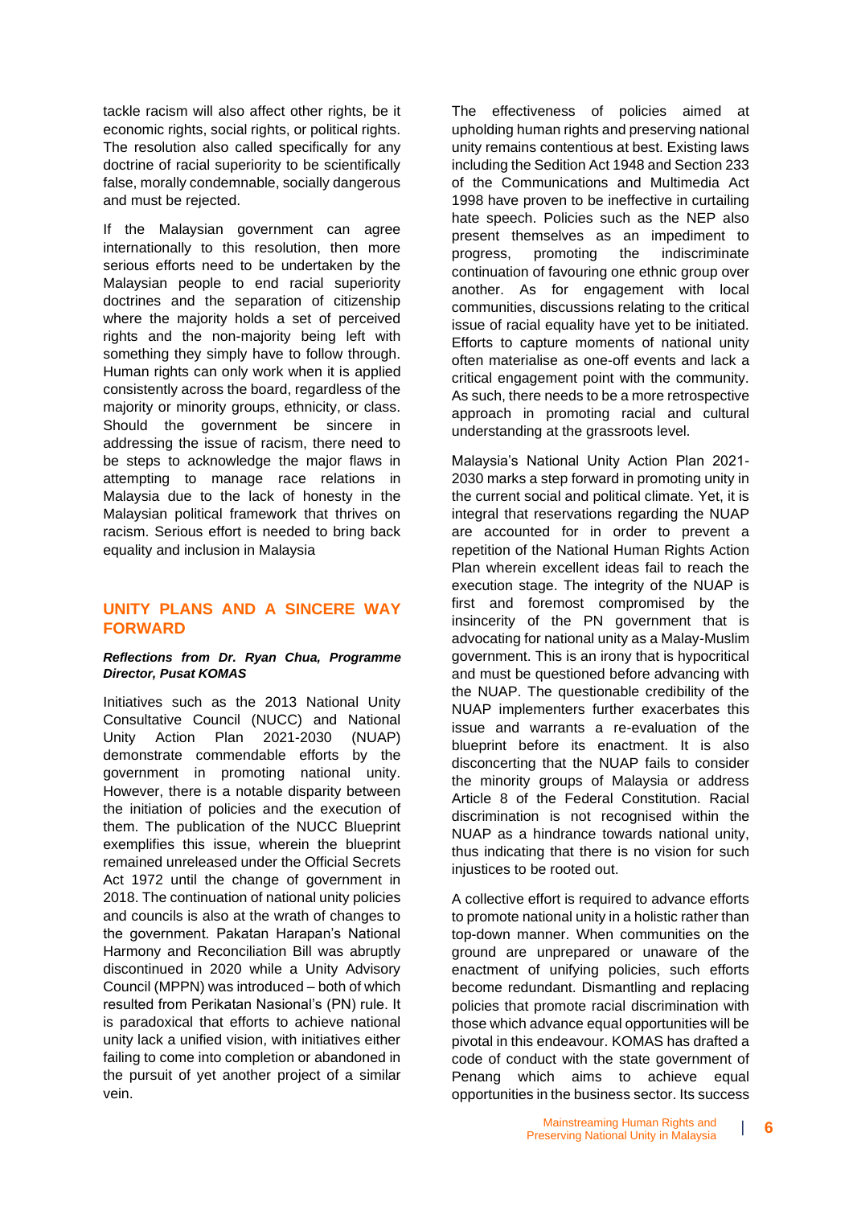tackle racism will also affect other rights, be it economic rights, social rights, or political rights. The resolution also called specifically for any doctrine of racial superiority to be scientifically false, morally condemnable, socially dangerous and must be rejected.

If the Malaysian government can agree internationally to this resolution, then more serious efforts need to be undertaken by the Malaysian people to end racial superiority doctrines and the separation of citizenship where the majority holds a set of perceived rights and the non-majority being left with something they simply have to follow through. Human rights can only work when it is applied consistently across the board, regardless of the majority or minority groups, ethnicity, or class. Should the government be sincere in addressing the issue of racism, there need to be steps to acknowledge the major flaws in attempting to manage race relations in Malaysia due to the lack of honesty in the Malaysian political framework that thrives on racism. Serious effort is needed to bring back equality and inclusion in Malaysia

## UNITY PLANS AND A SINCERE WAY FORWARD

***Reflections from Dr. Ryan Chua, Programme Director, Pusat KOMAS***

Initiatives such as the 2013 National Unity Consultative Council (NUCC) and National Unity Action Plan 2021-2030 (NUAP) demonstrate commendable efforts by the government in promoting national unity. However, there is a notable disparity between the initiation of policies and the execution of them. The publication of the NUCC Blueprint exemplifies this issue, wherein the blueprint remained unreleased under the Official Secrets Act 1972 until the change of government in 2018. The continuation of national unity policies and councils is also at the wrath of changes to the government. Pakatan Harapan's National Harmony and Reconciliation Bill was abruptly discontinued in 2020 while a Unity Advisory Council (MPPN) was introduced – both of which resulted from Perikatan Nasional's (PN) rule. It is paradoxical that efforts to achieve national unity lack a unified vision, with initiatives either failing to come into completion or abandoned in the pursuit of yet another project of a similar vein.

The effectiveness of policies aimed at upholding human rights and preserving national unity remains contentious at best. Existing laws including the Sedition Act 1948 and Section 233 of the Communications and Multimedia Act 1998 have proven to be ineffective in curtailing hate speech. Policies such as the NEP also present themselves as an impediment to progress, promoting the indiscriminate continuation of favouring one ethnic group over another. As for engagement with local communities, discussions relating to the critical issue of racial equality have yet to be initiated. Efforts to capture moments of national unity often materialise as one-off events and lack a critical engagement point with the community. As such, there needs to be a more retrospective approach in promoting racial and cultural understanding at the grassroots level.

Malaysia's National Unity Action Plan 2021-2030 marks a step forward in promoting unity in the current social and political climate. Yet, it is integral that reservations regarding the NUAP are accounted for in order to prevent a repetition of the National Human Rights Action Plan wherein excellent ideas fail to reach the execution stage. The integrity of the NUAP is first and foremost compromised by the insincerity of the PN government that is advocating for national unity as a Malay-Muslim government. This is an irony that is hypocritical and must be questioned before advancing with the NUAP. The questionable credibility of the NUAP implementers further exacerbates this issue and warrants a re-evaluation of the blueprint before its enactment. It is also disconcerting that the NUAP fails to consider the minority groups of Malaysia or address Article 8 of the Federal Constitution. Racial discrimination is not recognised within the NUAP as a hindrance towards national unity, thus indicating that there is no vision for such injustices to be rooted out.

A collective effort is required to advance efforts to promote national unity in a holistic rather than top-down manner. When communities on the ground are unprepared or unaware of the enactment of unifying policies, such efforts become redundant. Dismantling and replacing policies that promote racial discrimination with those which advance equal opportunities will be pivotal in this endeavour. KOMAS has drafted a code of conduct with the state government of Penang which aims to achieve equal opportunities in the business sector. Its success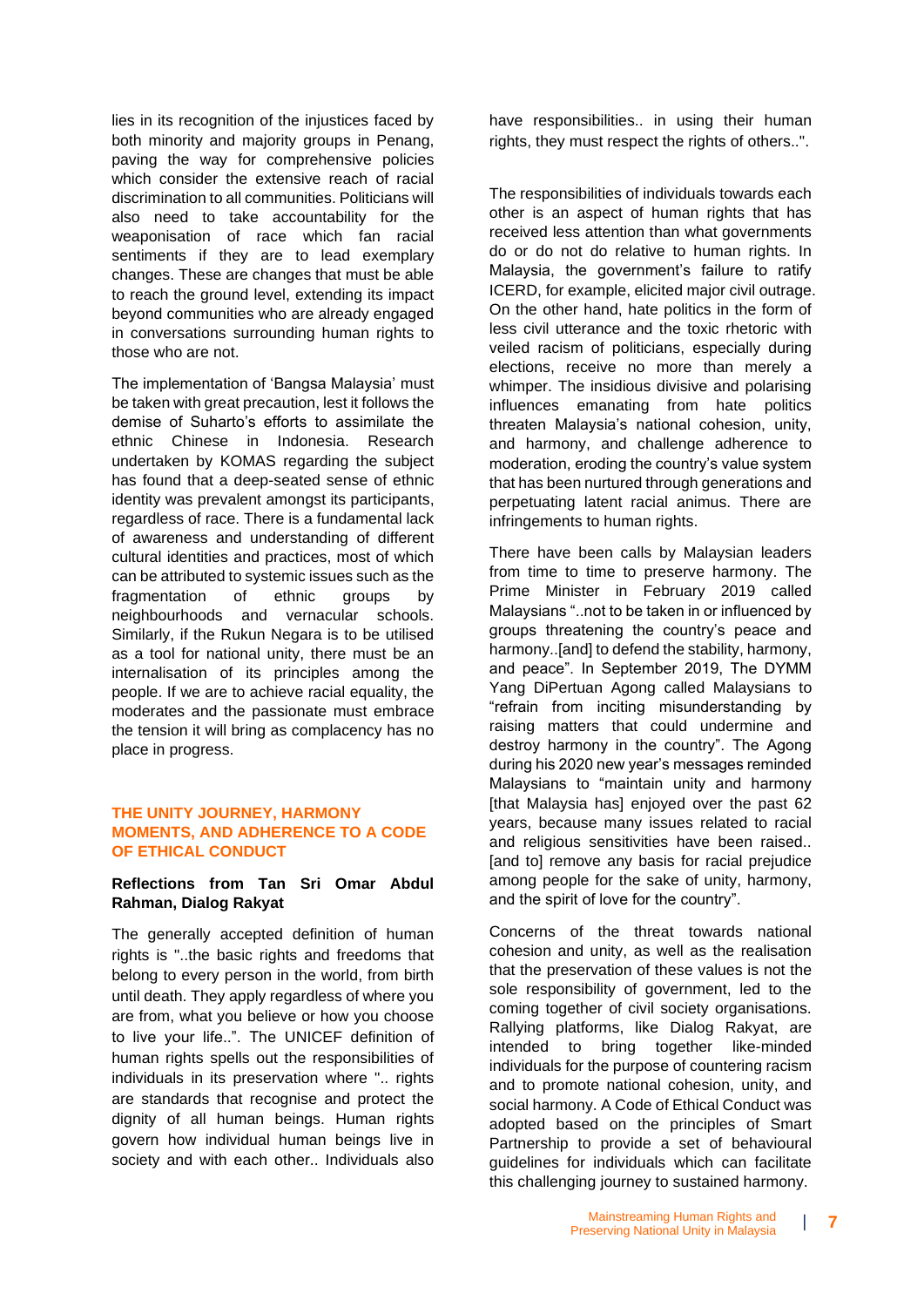lies in its recognition of the injustices faced by both minority and majority groups in Penang, paving the way for comprehensive policies which consider the extensive reach of racial discrimination to all communities. Politicians will also need to take accountability for the weaponisation of race which fan racial sentiments if they are to lead exemplary changes. These are changes that must be able to reach the ground level, extending its impact beyond communities who are already engaged in conversations surrounding human rights to those who are not.

The implementation of 'Bangsa Malaysia' must be taken with great precaution, lest it follows the demise of Suharto's efforts to assimilate the ethnic Chinese in Indonesia. Research undertaken by KOMAS regarding the subject has found that a deep-seated sense of ethnic identity was prevalent amongst its participants, regardless of race. There is a fundamental lack of awareness and understanding of different cultural identities and practices, most of which can be attributed to systemic issues such as the fragmentation of ethnic groups by neighbourhoods and vernacular schools. Similarly, if the Rukun Negara is to be utilised as a tool for national unity, there must be an internalisation of its principles among the people. If we are to achieve racial equality, the moderates and the passionate must embrace the tension it will bring as complacency has no place in progress.

## THE UNITY JOURNEY, HARMONY MOMENTS, AND ADHERENCE TO A CODE OF ETHICAL CONDUCT

**Reflections from Tan Sri Omar Abdul Rahman, Dialog Rakyat**

The generally accepted definition of human rights is "..the basic rights and freedoms that belong to every person in the world, from birth until death. They apply regardless of where you are from, what you believe or how you choose to live your life..". The UNICEF definition of human rights spells out the responsibilities of individuals in its preservation where ".. rights are standards that recognise and protect the dignity of all human beings. Human rights govern how individual human beings live in society and with each other.. Individuals also have responsibilities.. in using their human rights, they must respect the rights of others..".

The responsibilities of individuals towards each other is an aspect of human rights that has received less attention than what governments do or do not do relative to human rights. In Malaysia, the government's failure to ratify ICERD, for example, elicited major civil outrage. On the other hand, hate politics in the form of less civil utterance and the toxic rhetoric with veiled racism of politicians, especially during elections, receive no more than merely a whimper. The insidious divisive and polarising influences emanating from hate politics threaten Malaysia's national cohesion, unity, and harmony, and challenge adherence to moderation, eroding the country's value system that has been nurtured through generations and perpetuating latent racial animus. There are infringements to human rights.

There have been calls by Malaysian leaders from time to time to preserve harmony. The Prime Minister in February 2019 called Malaysians "..not to be taken in or influenced by groups threatening the country's peace and harmony..[and] to defend the stability, harmony, and peace". In September 2019, The DYMM Yang DiPertuan Agong called Malaysians to "refrain from inciting misunderstanding by raising matters that could undermine and destroy harmony in the country". The Agong during his 2020 new year's messages reminded Malaysians to "maintain unity and harmony [that Malaysia has] enjoyed over the past 62 years, because many issues related to racial and religious sensitivities have been raised.. [and to] remove any basis for racial prejudice among people for the sake of unity, harmony, and the spirit of love for the country".

Concerns of the threat towards national cohesion and unity, as well as the realisation that the preservation of these values is not the sole responsibility of government, led to the coming together of civil society organisations. Rallying platforms, like Dialog Rakyat, are intended to bring together like-minded individuals for the purpose of countering racism and to promote national cohesion, unity, and social harmony. A Code of Ethical Conduct was adopted based on the principles of Smart Partnership to provide a set of behavioural guidelines for individuals which can facilitate this challenging journey to sustained harmony.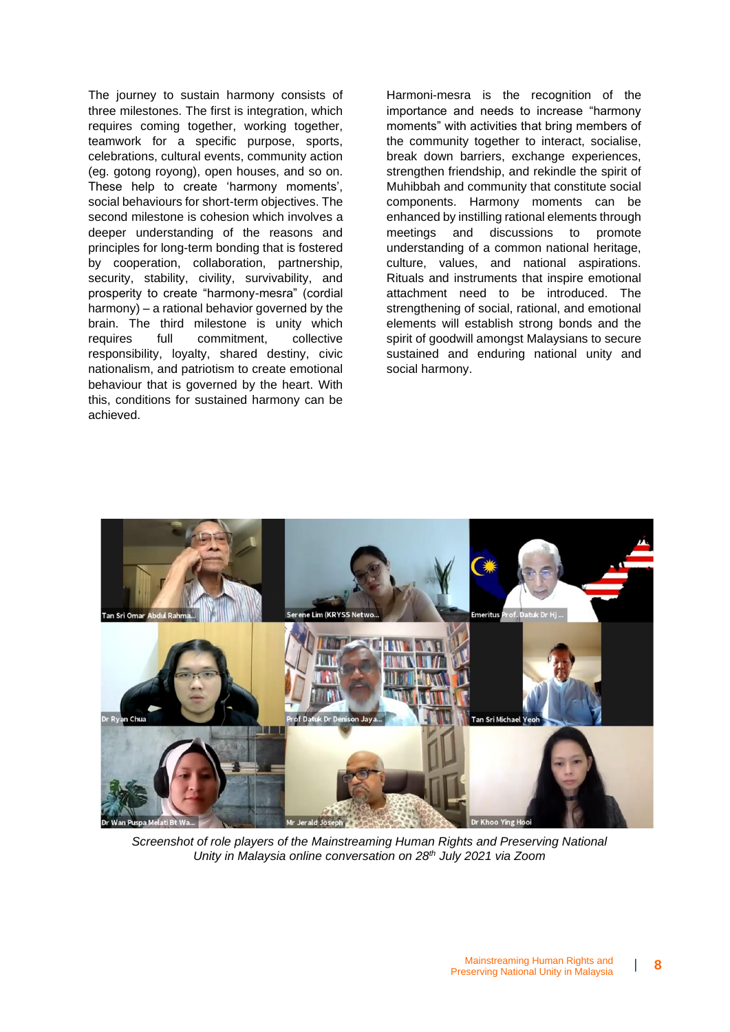The journey to sustain harmony consists of three milestones. The first is integration, which requires coming together, working together, teamwork for a specific purpose, sports, celebrations, cultural events, community action (eg. gotong royong), open houses, and so on. These help to create 'harmony moments', social behaviours for short-term objectives. The second milestone is cohesion which involves a deeper understanding of the reasons and principles for long-term bonding that is fostered by cooperation, collaboration, partnership, security, stability, civility, survivability, and prosperity to create "harmony-mesra" (cordial harmony) – a rational behavior governed by the brain. The third milestone is unity which requires full commitment, collective responsibility, loyalty, shared destiny, civic nationalism, and patriotism to create emotional behaviour that is governed by the heart. With this, conditions for sustained harmony can be achieved.

Harmoni-mesra is the recognition of the importance and needs to increase "harmony moments" with activities that bring members of the community together to interact, socialise, break down barriers, exchange experiences, strengthen friendship, and rekindle the spirit of Muhibbah and community that constitute social components. Harmony moments can be enhanced by instilling rational elements through meetings and discussions to promote understanding of a common national heritage, culture, values, and national aspirations. Rituals and instruments that inspire emotional attachment need to be introduced. The strengthening of social, rational, and emotional elements will establish strong bonds and the spirit of goodwill amongst Malaysians to secure sustained and enduring national unity and social harmony.

*Screenshot of role players of the Mainstreaming Human Rights and Preserving National Unity in Malaysia online conversation on 28th July 2021 via Zoom*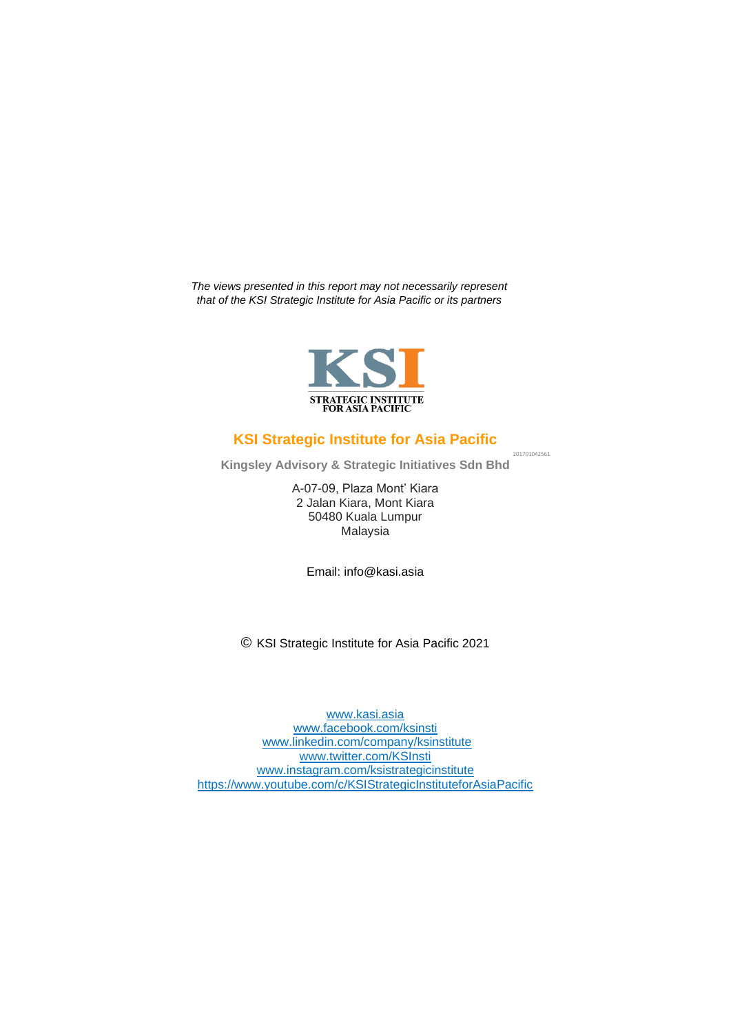*The views presented in this report may not necessarily represent that of the KSI Strategic Institute for Asia Pacific or its partners*

KSI
STRATEGIC INSTITUTE
FOR ASIA PACIFIC

## KSI Strategic Institute for Asia Pacific

**Kingsley Advisory & Strategic Initiatives Sdn Bhd** 201701042561

A-07-09, Plaza Mont' Kiara
2 Jalan Kiara, Mont Kiara
50480 Kuala Lumpur
Malaysia

Email: info@kasi.asia

© KSI Strategic Institute for Asia Pacific 2021

www.kasi.asia
www.facebook.com/ksinsti
www.linkedin.com/company/ksinstitute
www.twitter.com/KSInsti
www.instagram.com/ksistrategicinstitute
https://www.youtube.com/c/KSIStrategicInstituteforAsiaPacific